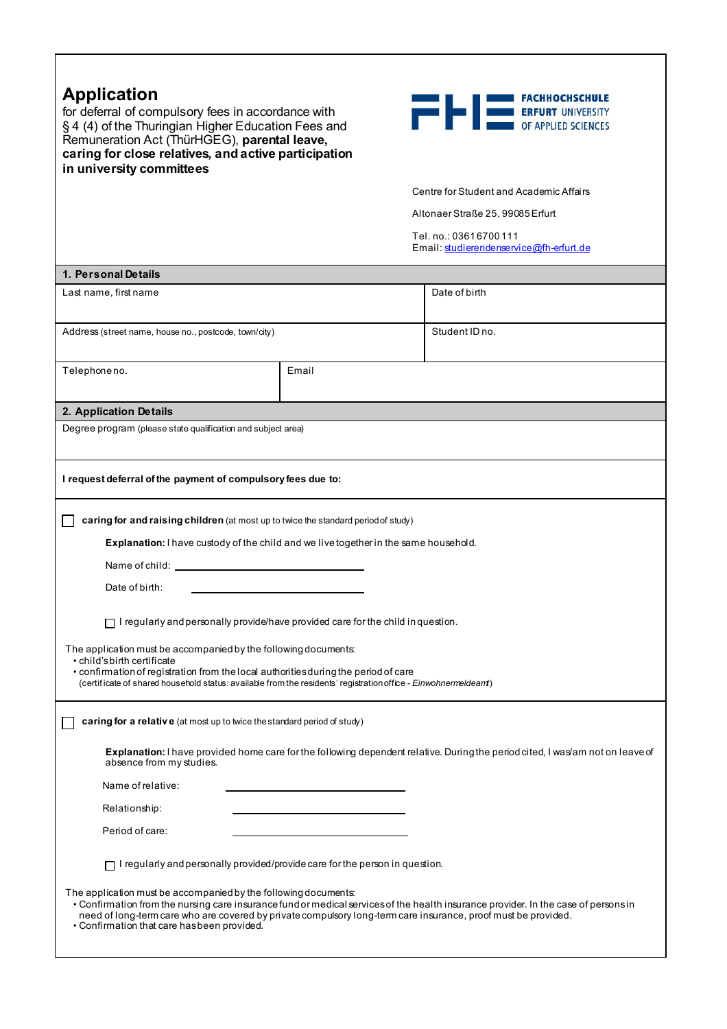# Application

for deferral of compulsory fees in accordance with § 4 (4) of the Thuringian Higher Education Fees and Remuneration Act (ThürHGEG), **parental leave, caring for close relatives, and active participation in university committees**

FACHHOCHSCHULE ERFURT UNIVERSITY OF APPLIED SCIENCES

Centre for Student and Academic Affairs

Altonaer Straße 25, 99085 Erfurt

Tel. no.: 0361 6700 111
Email: studierendenservice@fh-erfurt.de

## 1. Personal Details

| Last name, first name | | Date of birth |
|---|---|---|
| Address (street name, house no., postcode, town/city) | | Student ID no. |
| Telephone no. | Email | |

## 2. Application Details

Degree program (please state qualification and subject area)

**I request deferral of the payment of compulsory fees due to:**

☐ **caring for and raising children** (at most up to twice the standard period of study)

**Explanation:** I have custody of the child and we live together in the same household.

Name of child: ______________________________

Date of birth: ______________________________

☐ I regularly and personally provide/have provided care for the child in question.

The application must be accompanied by the following documents:
- child's birth certificate
- confirmation of registration from the local authorities during the period of care (certificate of shared household status: available from the residents' registration office - *Einwohnermeldeamt*)

☐ **caring for a relative** (at most up to twice the standard period of study)

**Explanation:** I have provided home care for the following dependent relative. During the period cited, I was/am not on leave of absence from my studies.

Name of relative: ______________________________

Relationship: ______________________________

Period of care: ______________________________

☐ I regularly and personally provided/provide care for the person in question.

The application must be accompanied by the following documents:
- Confirmation from the nursing care insurance fund or medical services of the health insurance provider. In the case of persons in need of long-term care who are covered by private compulsory long-term care insurance, proof must be provided.
- Confirmation that care has been provided.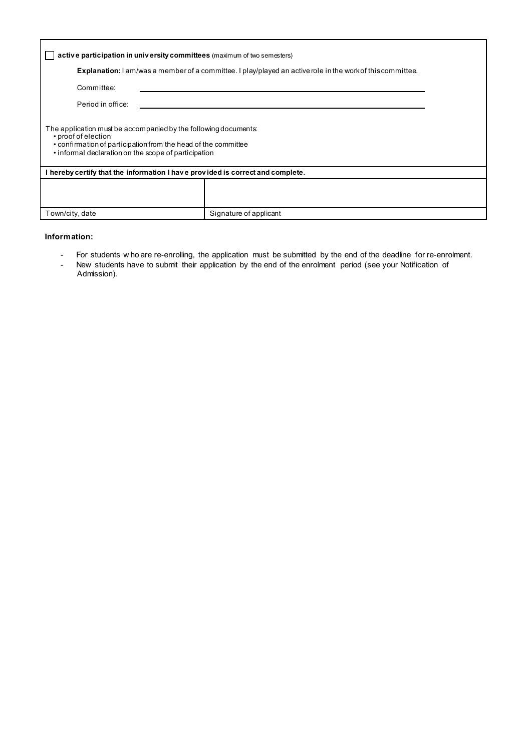☐ **active participation in university committees** (maximum of two semesters)

**Explanation:** I am/was a member of a committee. I play/played an active role in the work of this committee.

Committee: ______________________________

Period in office: ______________________________

The application must be accompanied by the following documents:
- proof of election
- confirmation of participation from the head of the committee
- informal declaration on the scope of participation

**I hereby certify that the information I have provided is correct and complete.**

| | |
|---|---|
| | |
| Town/city, date | Signature of applicant |

**Information:**

- For students who are re-enrolling, the application must be submitted by the end of the deadline for re-enrolment.
- New students have to submit their application by the end of the enrolment period (see your Notification of Admission).